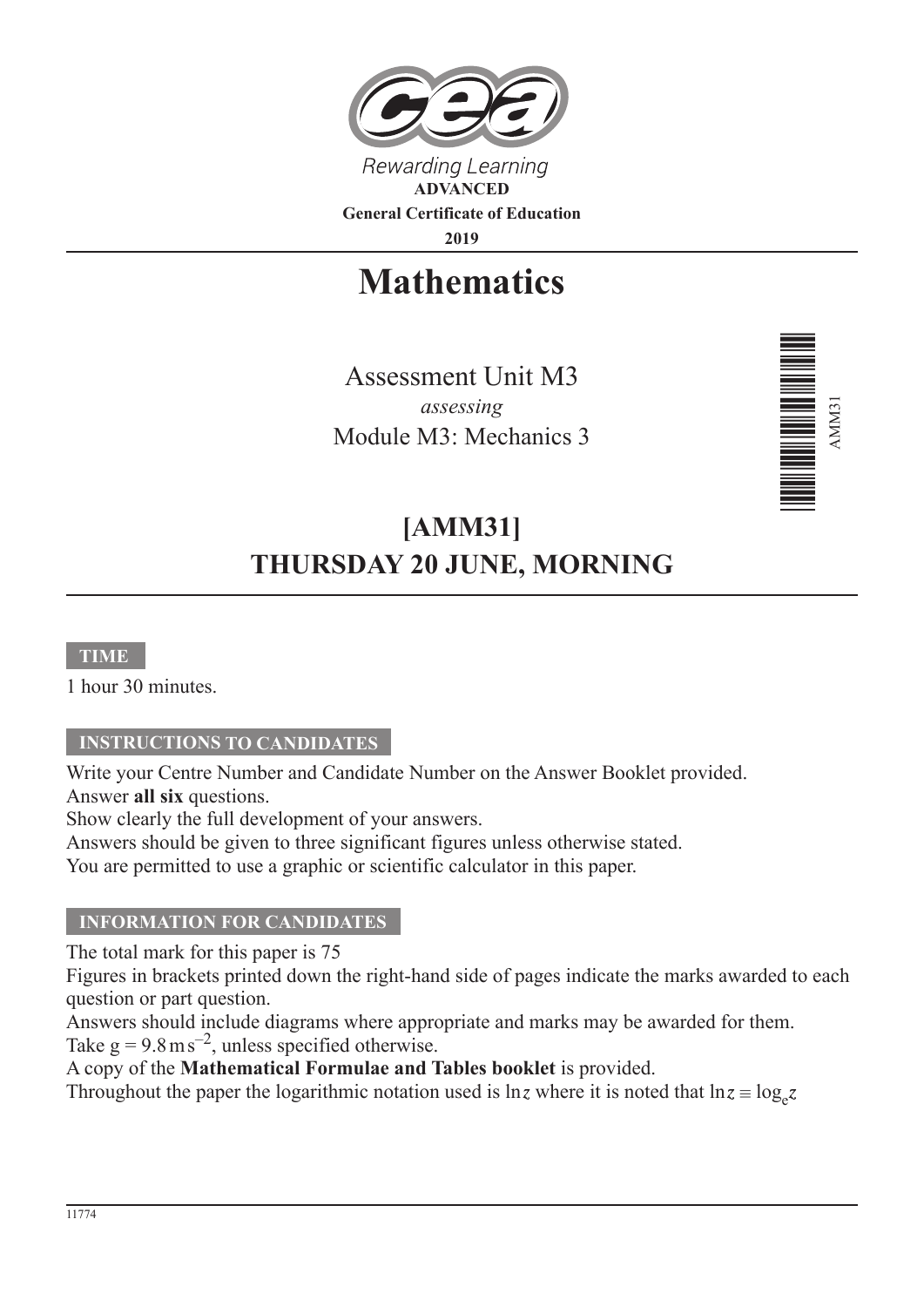Rewarding Learning

**ADVANCED**

**General Certificate of Education**

**2019**

# Mathematics

Assessment Unit M3

*assessing*

Module M3: Mechanics 3

AMM31

## [AMM31]

## THURSDAY 20 JUNE, MORNING

**TIME**

1 hour 30 minutes.

**INSTRUCTIONS TO CANDIDATES**

Write your Centre Number and Candidate Number on the Answer Booklet provided.
Answer **all six** questions.
Show clearly the full development of your answers.
Answers should be given to three significant figures unless otherwise stated.
You are permitted to use a graphic or scientific calculator in this paper.

**INFORMATION FOR CANDIDATES**

The total mark for this paper is 75
Figures in brackets printed down the right-hand side of pages indicate the marks awarded to each question or part question.
Answers should include diagrams where appropriate and marks may be awarded for them.
Take $g = 9.8\,\text{m}\,\text{s}^{-2}$, unless specified otherwise.
A copy of the **Mathematical Formulae and Tables booklet** is provided.
Throughout the paper the logarithmic notation used is $\ln z$ where it is noted that $\ln z \equiv \log_e z$

11774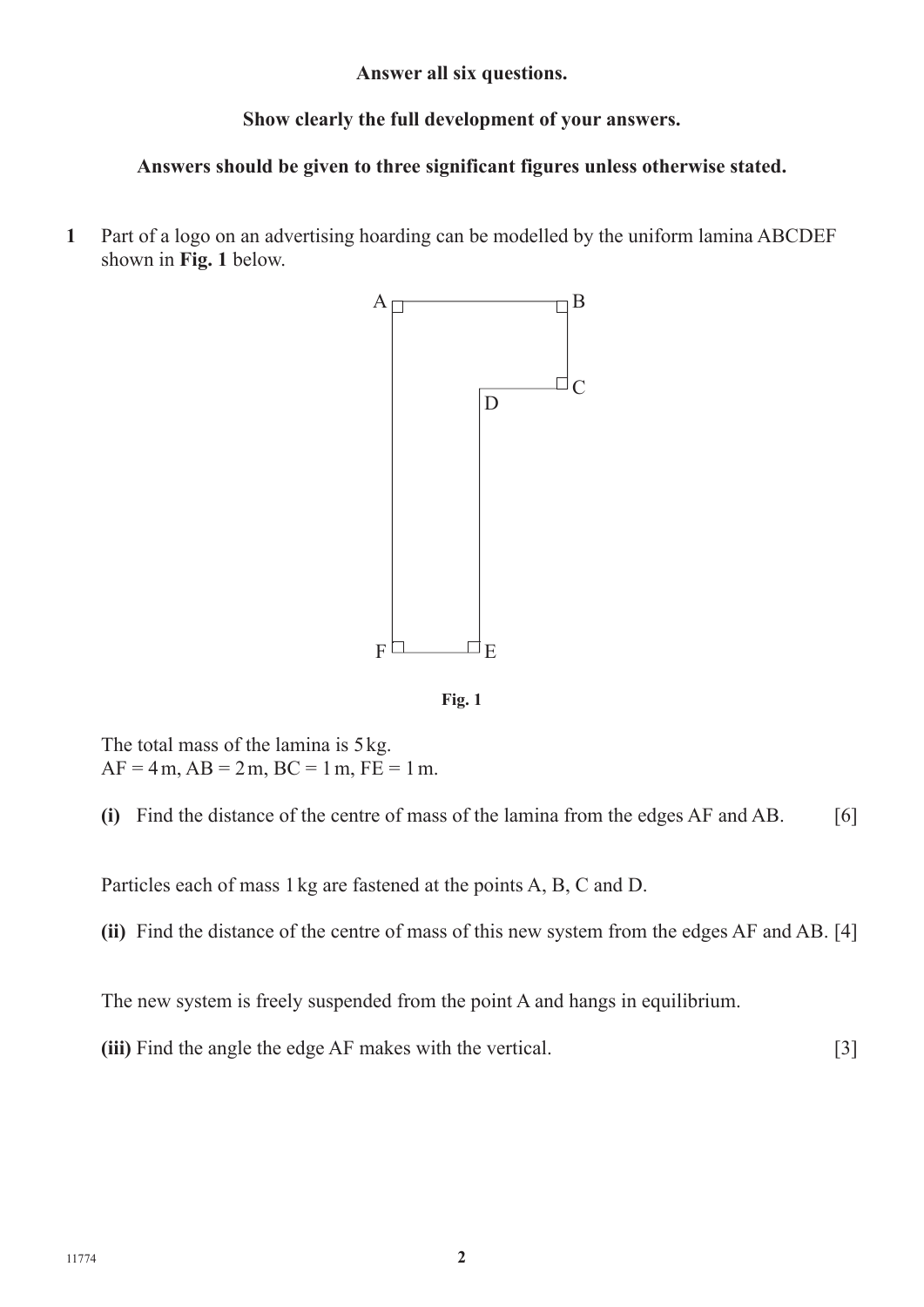**Answer all six questions.**

**Show clearly the full development of your answers.**

**Answers should be given to three significant figures unless otherwise stated.**

**1** Part of a logo on an advertising hoarding can be modelled by the uniform lamina ABCDEF shown in **Fig. 1** below.

A B C D E F

**Fig. 1**

The total mass of the lamina is 5 kg.
AF = 4 m, AB = 2 m, BC = 1 m, FE = 1 m.

**(i)** Find the distance of the centre of mass of the lamina from the edges AF and AB. [6]

Particles each of mass 1 kg are fastened at the points A, B, C and D.

**(ii)** Find the distance of the centre of mass of this new system from the edges AF and AB. [4]

The new system is freely suspended from the point A and hangs in equilibrium.

**(iii)** Find the angle the edge AF makes with the vertical. [3]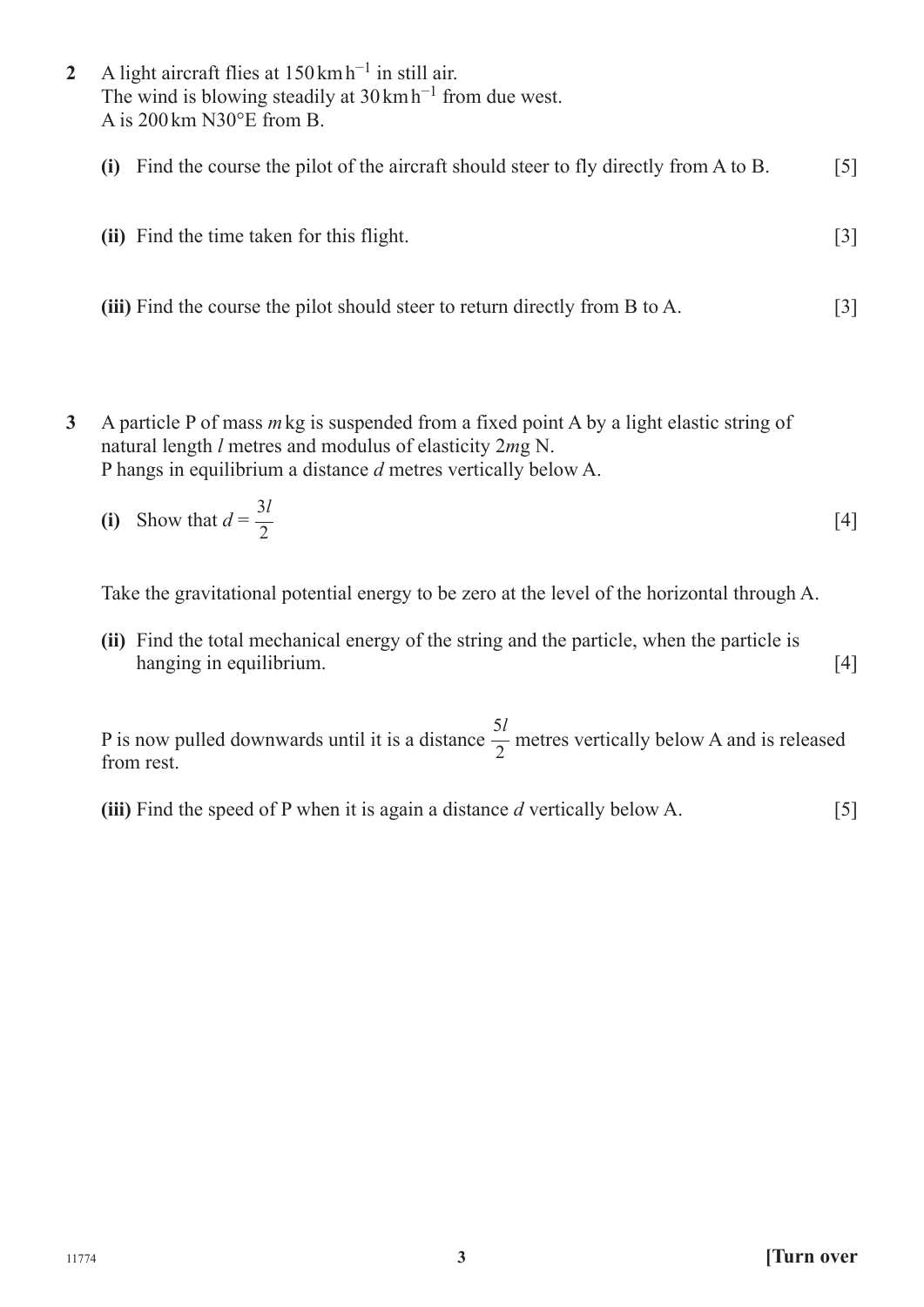**2** A light aircraft flies at $150\,\text{km}\,\text{h}^{-1}$ in still air.
The wind is blowing steadily at $30\,\text{km}\,\text{h}^{-1}$ from due west.
A is 200 km N30°E from B.

**(i)** Find the course the pilot of the aircraft should steer to fly directly from A to B. [5]

**(ii)** Find the time taken for this flight. [3]

**(iii)** Find the course the pilot should steer to return directly from B to A. [3]

**3** A particle P of mass $m$ kg is suspended from a fixed point A by a light elastic string of natural length $l$ metres and modulus of elasticity $2mg$ N.
P hangs in equilibrium a distance $d$ metres vertically below A.

**(i)** Show that $d = \dfrac{3l}{2}$ [4]

Take the gravitational potential energy to be zero at the level of the horizontal through A.

**(ii)** Find the total mechanical energy of the string and the particle, when the particle is hanging in equilibrium. [4]

P is now pulled downwards until it is a distance $\dfrac{5l}{2}$ metres vertically below A and is released from rest.

**(iii)** Find the speed of P when it is again a distance $d$ vertically below A. [5]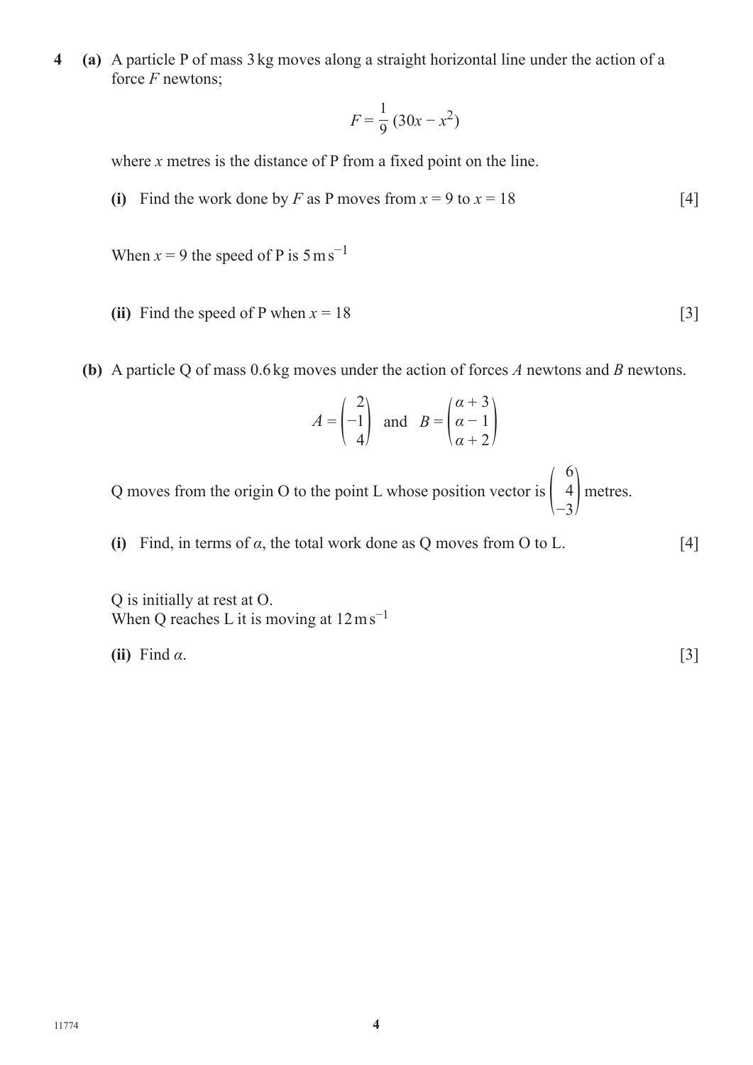**4** **(a)** A particle P of mass 3 kg moves along a straight horizontal line under the action of a force $F$ newtons;

$$F = \frac{1}{9}(30x - x^2)$$

where $x$ metres is the distance of P from a fixed point on the line.

**(i)** Find the work done by $F$ as P moves from $x = 9$ to $x = 18$ [4]

When $x = 9$ the speed of P is $5\,\text{m}\,\text{s}^{-1}$

**(ii)** Find the speed of P when $x = 18$ [3]

**(b)** A particle Q of mass 0.6 kg moves under the action of forces $A$ newtons and $B$ newtons.

$$A = \begin{pmatrix} 2 \\ -1 \\ 4 \end{pmatrix} \quad \text{and} \quad B = \begin{pmatrix} \alpha + 3 \\ \alpha - 1 \\ \alpha + 2 \end{pmatrix}$$

Q moves from the origin O to the point L whose position vector is $\begin{pmatrix} 6 \\ 4 \\ -3 \end{pmatrix}$ metres.

**(i)** Find, in terms of $\alpha$, the total work done as Q moves from O to L. [4]

Q is initially at rest at O.
When Q reaches L it is moving at $12\,\text{m}\,\text{s}^{-1}$

**(ii)** Find $\alpha$. [3]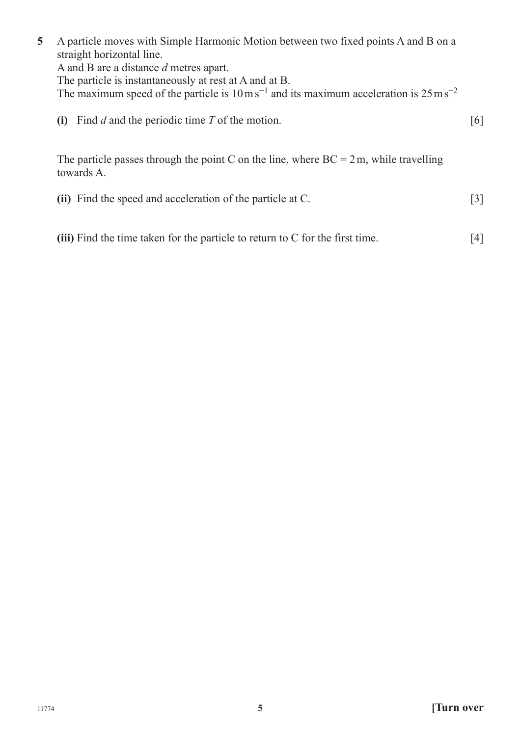**5** A particle moves with Simple Harmonic Motion between two fixed points A and B on a straight horizontal line.
A and B are a distance $d$ metres apart.
The particle is instantaneously at rest at A and at B.
The maximum speed of the particle is $10\,\text{m}\,\text{s}^{-1}$ and its maximum acceleration is $25\,\text{m}\,\text{s}^{-2}$

**(i)** Find $d$ and the periodic time $T$ of the motion. [6]

The particle passes through the point C on the line, where BC = 2 m, while travelling towards A.

**(ii)** Find the speed and acceleration of the particle at C. [3]

**(iii)** Find the time taken for the particle to return to C for the first time. [4]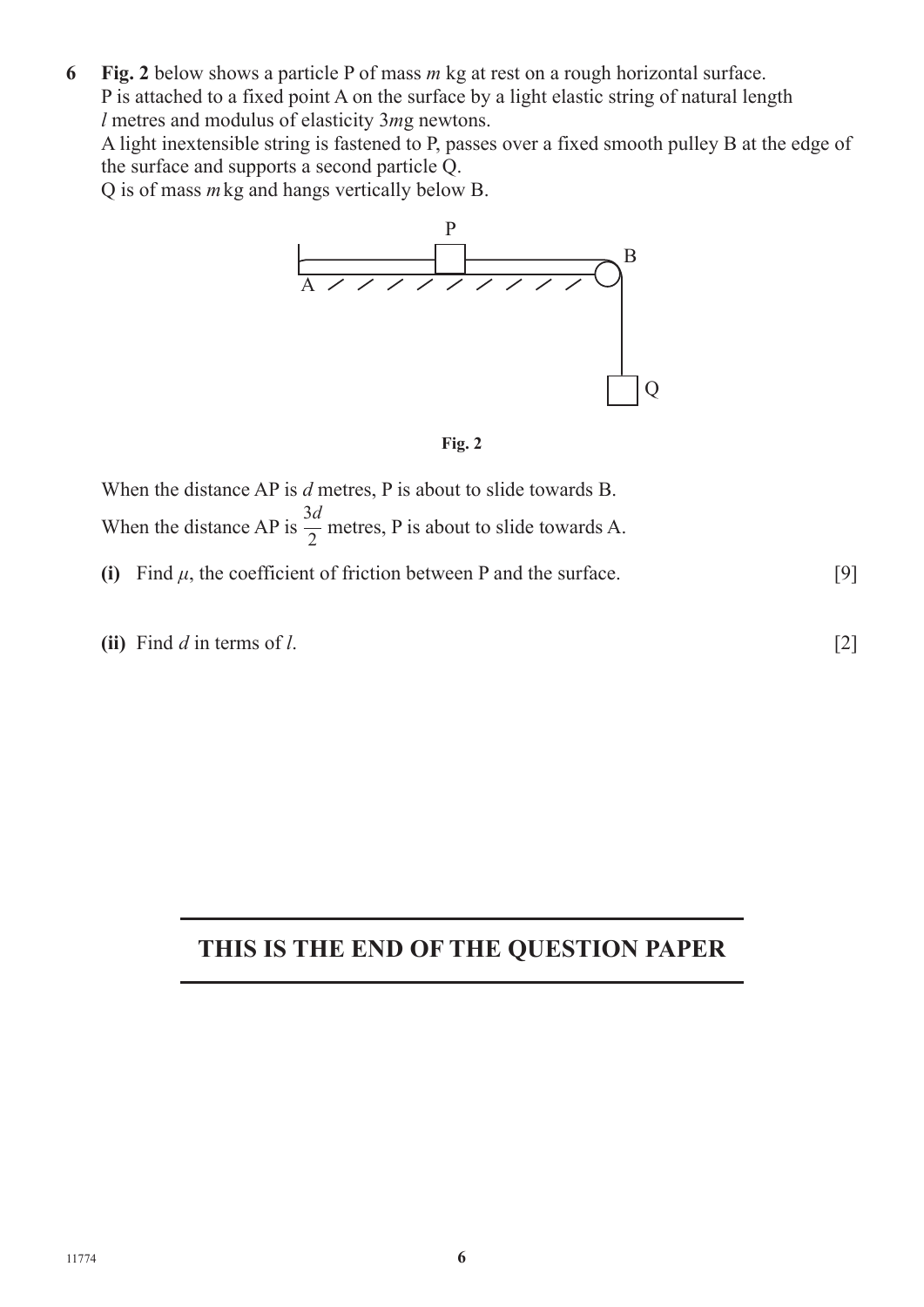**6** **Fig. 2** below shows a particle P of mass $m$ kg at rest on a rough horizontal surface.
P is attached to a fixed point A on the surface by a light elastic string of natural length $l$ metres and modulus of elasticity $3mg$ newtons.
A light inextensible string is fastened to P, passes over a fixed smooth pulley B at the edge of the surface and supports a second particle Q.
Q is of mass $m$ kg and hangs vertically below B.

P
B
A
Q

**Fig. 2**

When the distance AP is $d$ metres, P is about to slide towards B.
When the distance AP is $\frac{3d}{2}$ metres, P is about to slide towards A.

**(i)** Find $\mu$, the coefficient of friction between P and the surface. [9]

**(ii)** Find $d$ in terms of $l$. [2]

## THIS IS THE END OF THE QUESTION PAPER